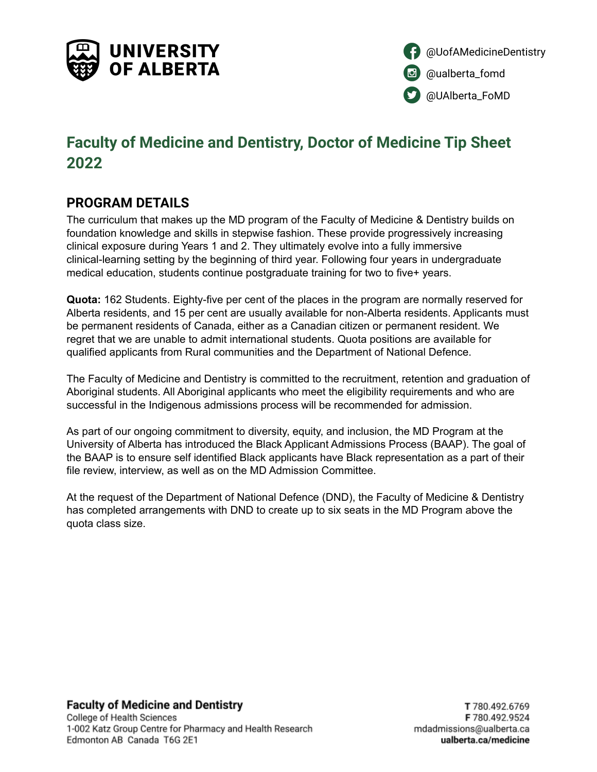# Faculty of Medicine and Dentistry, Doctor of Medicine Tip Sheet 2022

## PROGRAM DETAILS

The curriculum that makes up the MD program of the Faculty of Medicine & Dentistry builds on foundation knowledge and skills in stepwise fashion. These provide progressively increasing clinical exposure during Years 1 and 2. They ultimately evolve into a fully immersive clinical-learning setting by the beginning of third year. Following four years in undergraduate medical education, students continue postgraduate training for two to five+ years.

**Quota:** 162 Students. Eighty-five per cent of the places in the program are normally reserved for Alberta residents, and 15 per cent are usually available for non-Alberta residents. Applicants must be permanent residents of Canada, either as a Canadian citizen or permanent resident. We regret that we are unable to admit international students. Quota positions are available for qualified applicants from Rural communities and the Department of National Defence.

The Faculty of Medicine and Dentistry is committed to the recruitment, retention and graduation of Aboriginal students. All Aboriginal applicants who meet the eligibility requirements and who are successful in the Indigenous admissions process will be recommended for admission.

As part of our ongoing commitment to diversity, equity, and inclusion, the MD Program at the University of Alberta has introduced the Black Applicant Admissions Process (BAAP). The goal of the BAAP is to ensure self identified Black applicants have Black representation as a part of their file review, interview, as well as on the MD Admission Committee.

At the request of the Department of National Defence (DND), the Faculty of Medicine & Dentistry has completed arrangements with DND to create up to six seats in the MD Program above the quota class size.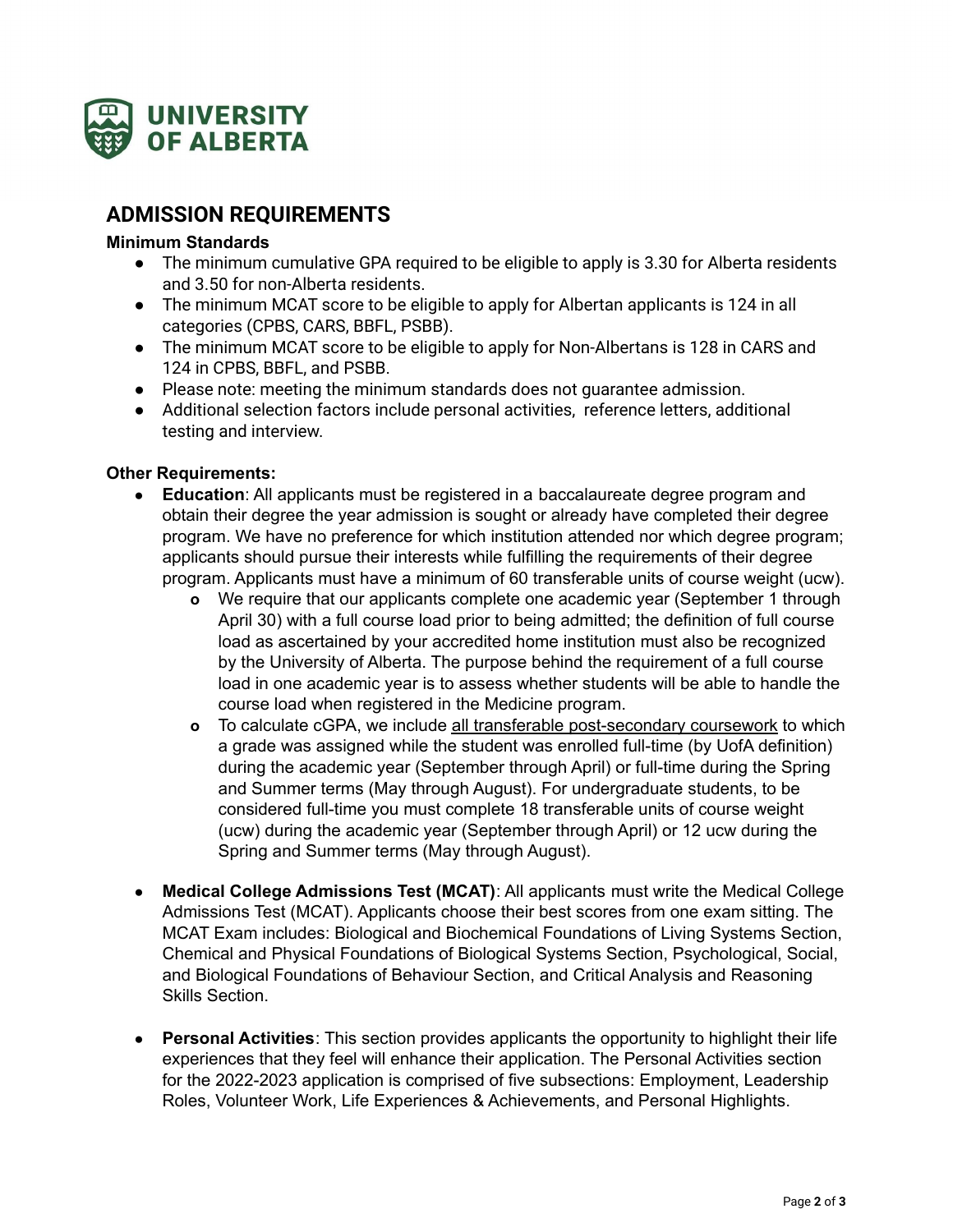UNIVERSITY OF ALBERTA

## ADMISSION REQUIREMENTS

**Minimum Standards**

- The minimum cumulative GPA required to be eligible to apply is 3.30 for Alberta residents and 3.50 for non-Alberta residents.
- The minimum MCAT score to be eligible to apply for Albertan applicants is 124 in all categories (CPBS, CARS, BBFL, PSBB).
- The minimum MCAT score to be eligible to apply for Non-Albertans is 128 in CARS and 124 in CPBS, BBFL, and PSBB.
- Please note: meeting the minimum standards does not guarantee admission.
- Additional selection factors include personal activities, reference letters, additional testing and interview.

**Other Requirements:**

- **Education**: All applicants must be registered in a baccalaureate degree program and obtain their degree the year admission is sought or already have completed their degree program. We have no preference for which institution attended nor which degree program; applicants should pursue their interests while fulfilling the requirements of their degree program. Applicants must have a minimum of 60 transferable units of course weight (ucw).
    - We require that our applicants complete one academic year (September 1 through April 30) with a full course load prior to being admitted; the definition of full course load as ascertained by your accredited home institution must also be recognized by the University of Alberta. The purpose behind the requirement of a full course load in one academic year is to assess whether students will be able to handle the course load when registered in the Medicine program.
    - To calculate cGPA, we include all transferable post-secondary coursework to which a grade was assigned while the student was enrolled full-time (by UofA definition) during the academic year (September through April) or full-time during the Spring and Summer terms (May through August). For undergraduate students, to be considered full-time you must complete 18 transferable units of course weight (ucw) during the academic year (September through April) or 12 ucw during the Spring and Summer terms (May through August).

- **Medical College Admissions Test (MCAT)**: All applicants must write the Medical College Admissions Test (MCAT). Applicants choose their best scores from one exam sitting. The MCAT Exam includes: Biological and Biochemical Foundations of Living Systems Section, Chemical and Physical Foundations of Biological Systems Section, Psychological, Social, and Biological Foundations of Behaviour Section, and Critical Analysis and Reasoning Skills Section.

- **Personal Activities**: This section provides applicants the opportunity to highlight their life experiences that they feel will enhance their application. The Personal Activities section for the 2022-2023 application is comprised of five subsections: Employment, Leadership Roles, Volunteer Work, Life Experiences & Achievements, and Personal Highlights.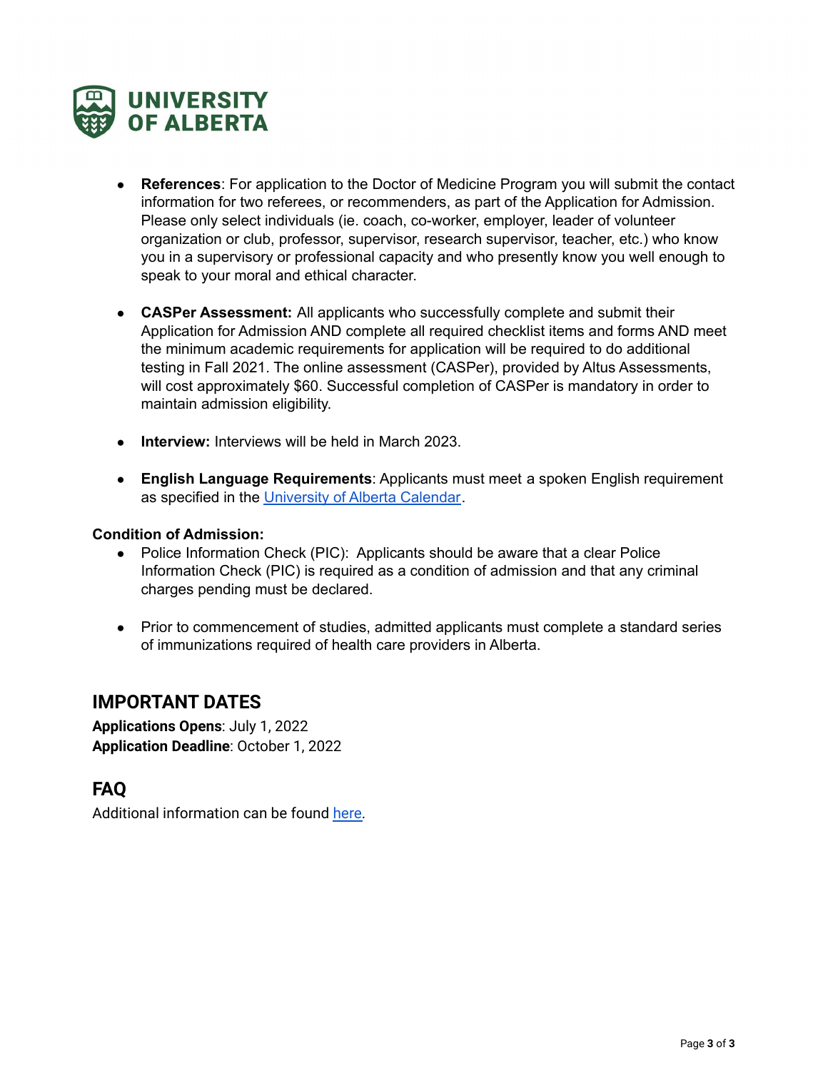- **References**: For application to the Doctor of Medicine Program you will submit the contact information for two referees, or recommenders, as part of the Application for Admission. Please only select individuals (ie. coach, co-worker, employer, leader of volunteer organization or club, professor, supervisor, research supervisor, teacher, etc.) who know you in a supervisory or professional capacity and who presently know you well enough to speak to your moral and ethical character.

- **CASPer Assessment:** All applicants who successfully complete and submit their Application for Admission AND complete all required checklist items and forms AND meet the minimum academic requirements for application will be required to do additional testing in Fall 2021. The online assessment (CASPer), provided by Altus Assessments, will cost approximately $60. Successful completion of CASPer is mandatory in order to maintain admission eligibility.

- **Interview:** Interviews will be held in March 2023.

- **English Language Requirements**: Applicants must meet a spoken English requirement as specified in the [University of Alberta Calendar](University of Alberta Calendar).

**Condition of Admission:**

- Police Information Check (PIC): Applicants should be aware that a clear Police Information Check (PIC) is required as a condition of admission and that any criminal charges pending must be declared.

- Prior to commencement of studies, admitted applicants must complete a standard series of immunizations required of health care providers in Alberta.

## IMPORTANT DATES

**Applications Opens**: July 1, 2022
**Application Deadline**: October 1, 2022

## FAQ

Additional information can be found here.